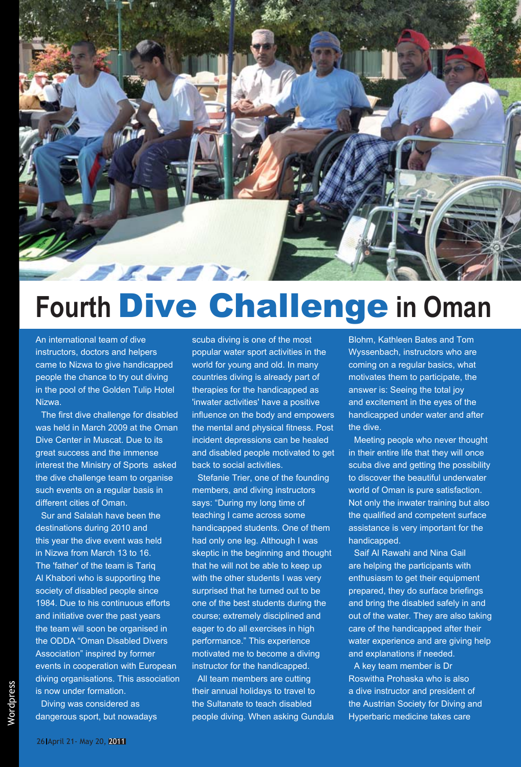# Fourth Dive Challenge in Oman

An international team of dive instructors, doctors and helpers came to Nizwa to give handicapped people the chance to try out diving in the pool of the Golden Tulip Hotel Nizwa.

The first dive challenge for disabled was held in March 2009 at the Oman Dive Center in Muscat. Due to its great success and the immense interest the Ministry of Sports asked the dive challenge team to organise such events on a regular basis in different cities of Oman.

Sur and Salalah have been the destinations during 2010 and this year the dive event was held in Nizwa from March 13 to 16. The 'father' of the team is Tariq Al Khabori who is supporting the society of disabled people since 1984. Due to his continuous efforts and initiative over the past years the team will soon be organised in the ODDA "Oman Disabled Divers Association" inspired by former events in cooperation with European diving organisations. This association is now under formation.

Diving was considered as dangerous sport, but nowadays scuba diving is one of the most popular water sport activities in the world for young and old. In many countries diving is already part of therapies for the handicapped as 'inwater activities' have a positive influence on the body and empowers the mental and physical fitness. Post incident depressions can be healed and disabled people motivated to get back to social activities.

Stefanie Trier, one of the founding members, and diving instructors says: "During my long time of teaching I came across some handicapped students. One of them had only one leg. Although I was skeptic in the beginning and thought that he will not be able to keep up with the other students I was very surprised that he turned out to be one of the best students during the course; extremely disciplined and eager to do all exercises in high performance." This experience motivated me to become a diving instructor for the handicapped.

All team members are cutting their annual holidays to travel to the Sultanate to teach disabled people diving. When asking Gundula Blohm, Kathleen Bates and Tom Wyssenbach, instructors who are coming on a regular basics, what motivates them to participate, the answer is: Seeing the total joy and excitement in the eyes of the handicapped under water and after the dive.

Meeting people who never thought in their entire life that they will once scuba dive and getting the possibility to discover the beautiful underwater world of Oman is pure satisfaction. Not only the inwater training but also the qualified and competent surface assistance is very important for the handicapped.

Saif Al Rawahi and Nina Gail are helping the participants with enthusiasm to get their equipment prepared, they do surface briefings and bring the disabled safely in and out of the water. They are also taking care of the handicapped after their water experience and are giving help and explanations if needed.

A key team member is Dr Roswitha Prohaska who is also a dive instructor and president of the Austrian Society for Diving and Hyperbaric medicine takes care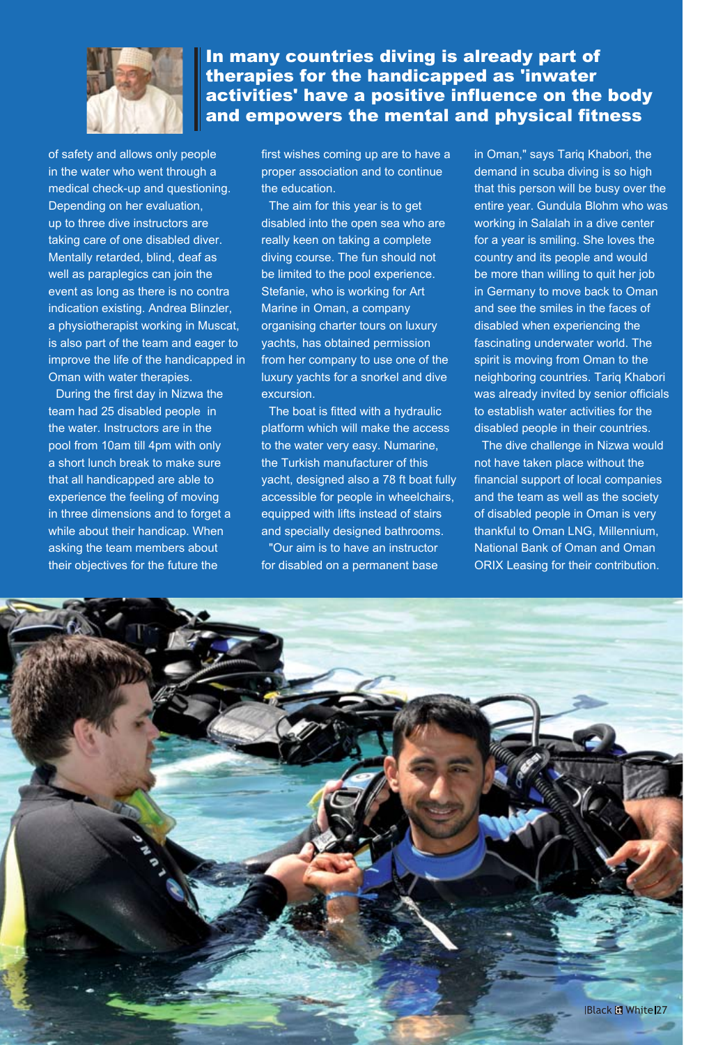**In many countries diving is already part of therapies for the handicapped as 'inwater activities' have a positive influence on the body and empowers the mental and physical fitness**

of safety and allows only people in the water who went through a medical check-up and questioning. Depending on her evaluation, up to three dive instructors are taking care of one disabled diver. Mentally retarded, blind, deaf as well as paraplegics can join the event as long as there is no contra indication existing. Andrea Blinzler, a physiotherapist working in Muscat, is also part of the team and eager to improve the life of the handicapped in Oman with water therapies.

During the first day in Nizwa the team had 25 disabled people in the water. Instructors are in the pool from 10am till 4pm with only a short lunch break to make sure that all handicapped are able to experience the feeling of moving in three dimensions and to forget a while about their handicap. When asking the team members about their objectives for the future the first wishes coming up are to have a proper association and to continue the education.

The aim for this year is to get disabled into the open sea who are really keen on taking a complete diving course. The fun should not be limited to the pool experience. Stefanie, who is working for Art Marine in Oman, a company organising charter tours on luxury yachts, has obtained permission from her company to use one of the luxury yachts for a snorkel and dive excursion.

The boat is fitted with a hydraulic platform which will make the access to the water very easy. Numarine, the Turkish manufacturer of this yacht, designed also a 78 ft boat fully accessible for people in wheelchairs, equipped with lifts instead of stairs and specially designed bathrooms.

"Our aim is to have an instructor for disabled on a permanent base in Oman," says Tariq Khabori, the demand in scuba diving is so high that this person will be busy over the entire year. Gundula Blohm who was working in Salalah in a dive center for a year is smiling. She loves the country and its people and would be more than willing to quit her job in Germany to move back to Oman and see the smiles in the faces of disabled when experiencing the fascinating underwater world. The spirit is moving from Oman to the neighboring countries. Tariq Khabori was already invited by senior officials to establish water activities for the disabled people in their countries.

The dive challenge in Nizwa would not have taken place without the financial support of local companies and the team as well as the society of disabled people in Oman is very thankful to Oman LNG, Millennium, National Bank of Oman and Oman ORIX Leasing for their contribution.